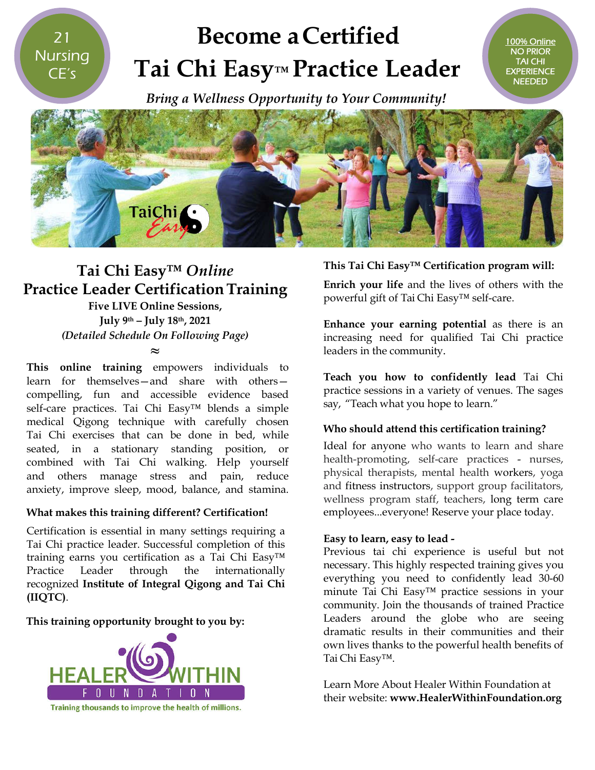21 Nursing CE's

# Become a Certified Tai Chi Easy™ Practice Leader

100% Online
NO PRIOR TAI CHI EXPERIENCE NEEDED

*Bring a Wellness Opportunity to Your Community!*

## Tai Chi Easy™ *Online* Practice Leader Certification Training

**Five LIVE Online Sessions,**
**July 9th – July 18th, 2021**
***(Detailed Schedule On Following Page)***

≈

**This online training** empowers individuals to learn for themselves—and share with others—compelling, fun and accessible evidence based self-care practices. Tai Chi Easy™ blends a simple medical Qigong technique with carefully chosen Tai Chi exercises that can be done in bed, while seated, in a stationary standing position, or combined with Tai Chi walking. Help yourself and others manage stress and pain, reduce anxiety, improve sleep, mood, balance, and stamina.

**What makes this training different? Certification!**

Certification is essential in many settings requiring a Tai Chi practice leader. Successful completion of this training earns you certification as a Tai Chi Easy™ Practice Leader through the internationally recognized **Institute of Integral Qigong and Tai Chi (IIQTC)**.

**This training opportunity brought to you by:**

HEALER WITHIN FOUNDATION
Training thousands to improve the health of millions.

**This Tai Chi Easy™ Certification program will:**

**Enrich your life** and the lives of others with the powerful gift of Tai Chi Easy™ self-care.

**Enhance your earning potential** as there is an increasing need for qualified Tai Chi practice leaders in the community.

**Teach you how to confidently lead** Tai Chi practice sessions in a variety of venues. The sages say, "Teach what you hope to learn."

**Who should attend this certification training?**

Ideal for anyone who wants to learn and share health-promoting, self-care practices - nurses, physical therapists, mental health workers, yoga and fitness instructors, support group facilitators, wellness program staff, teachers, long term care employees...everyone! Reserve your place today.

**Easy to learn, easy to lead -**
Previous tai chi experience is useful but not necessary. This highly respected training gives you everything you need to confidently lead 30-60 minute Tai Chi Easy™ practice sessions in your community. Join the thousands of trained Practice Leaders around the globe who are seeing dramatic results in their communities and their own lives thanks to the powerful health benefits of Tai Chi Easy™.

Learn More About Healer Within Foundation at their website: **www.HealerWithinFoundation.org**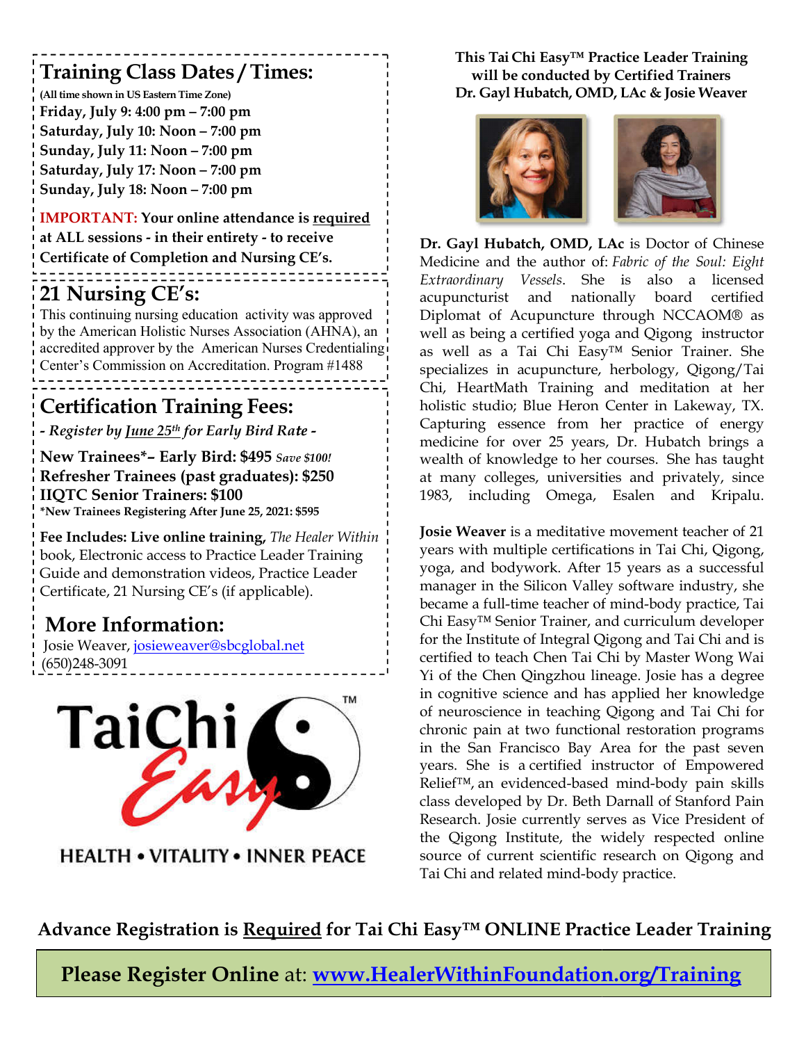## Training Class Dates / Times:

**(All time shown in US Eastern Time Zone)**

**Friday, July 9: 4:00 pm – 7:00 pm**
**Saturday, July 10: Noon – 7:00 pm**
**Sunday, July 11: Noon – 7:00 pm**
**Saturday, July 17: Noon – 7:00 pm**
**Sunday, July 18: Noon – 7:00 pm**

**IMPORTANT: Your online attendance is required at ALL sessions - in their entirety - to receive Certificate of Completion and Nursing CE's.**

## 21 Nursing CE's:

This continuing nursing education activity was approved by the American Holistic Nurses Association (AHNA), an accredited approver by the American Nurses Credentialing Center's Commission on Accreditation. Program #1488

## Certification Training Fees:

*- Register by June 25th for Early Bird Rate -*

**New Trainees*– Early Bird: $495** ***Save $100!***
**Refresher Trainees (past graduates): $250**
**IIQTC Senior Trainers: $100**
***New Trainees Registering After June 25, 2021: $595**

**Fee Includes: Live online training,** *The Healer Within* book, Electronic access to Practice Leader Training Guide and demonstration videos, Practice Leader Certificate, 21 Nursing CE's (if applicable).

## More Information:

Josie Weaver, josieweaver@sbcglobal.net
(650)248-3091

TaiChi Easy™

HEALTH • VITALITY • INNER PEACE

**This Tai Chi Easy™ Practice Leader Training will be conducted by Certified Trainers Dr. Gayl Hubatch, OMD, LAc & Josie Weaver**

**Dr. Gayl Hubatch, OMD, LAc** is Doctor of Chinese Medicine and the author of: *Fabric of the Soul: Eight Extraordinary Vessels*. She is also a licensed acupuncturist and nationally board certified Diplomat of Acupuncture through NCCAOM® as well as being a certified yoga and Qigong instructor as well as a Tai Chi Easy™ Senior Trainer. She specializes in acupuncture, herbology, Qigong/Tai Chi, HeartMath Training and meditation at her holistic studio; Blue Heron Center in Lakeway, TX. Capturing essence from her practice of energy medicine for over 25 years, Dr. Hubatch brings a wealth of knowledge to her courses. She has taught at many colleges, universities and privately, since 1983, including Omega, Esalen and Kripalu.

**Josie Weaver** is a meditative movement teacher of 21 years with multiple certifications in Tai Chi, Qigong, yoga, and bodywork. After 15 years as a successful manager in the Silicon Valley software industry, she became a full-time teacher of mind-body practice, Tai Chi Easy™ Senior Trainer, and curriculum developer for the Institute of Integral Qigong and Tai Chi and is certified to teach Chen Tai Chi by Master Wong Wai Yi of the Chen Qingzhou lineage. Josie has a degree in cognitive science and has applied her knowledge of neuroscience in teaching Qigong and Tai Chi for chronic pain at two functional restoration programs in the San Francisco Bay Area for the past seven years. She is a certified instructor of Empowered Relief™, an evidenced-based mind-body pain skills class developed by Dr. Beth Darnall of Stanford Pain Research. Josie currently serves as Vice President of the Qigong Institute, the widely respected online source of current scientific research on Qigong and Tai Chi and related mind-body practice.

**Advance Registration is Required for Tai Chi Easy™ ONLINE Practice Leader Training**

**Please Register Online** at: **www.HealerWithinFoundation.org/Training**